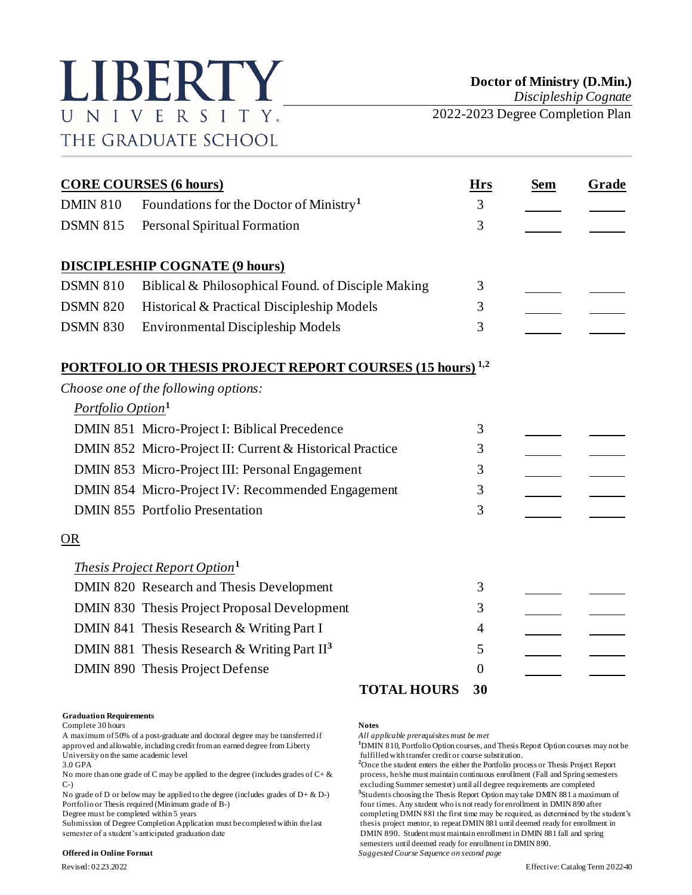# LIBERTY UNIVERSITY
## THE GRADUATE SCHOOL

**Doctor of Ministry (D.Min.)**
*Discipleship Cognate*
2022-2023 Degree Completion Plan

| **CORE COURSES (6 hours)** | | **Hrs** | **Sem** | **Grade** |
|---|---|---|---|---|
| DMIN 810 | Foundations for the Doctor of Ministry[1] | 3 | | |
| DSMN 815 | Personal Spiritual Formation | 3 | | |
| **DISCIPLESHIP COGNATE (9 hours)** | | | | |
| DSMN 810 | Biblical & Philosophical Found. of Disciple Making | 3 | | |
| DSMN 820 | Historical & Practical Discipleship Models | 3 | | |
| DSMN 830 | Environmental Discipleship Models | 3 | | |
| **PORTFOLIO OR THESIS PROJECT REPORT COURSES (15 hours)[1,2]** | | | | |
| *Choose one of the following options:* | | | | |
| *Portfolio Option*[1] | | | | |
| DMIN 851 | Micro-Project I: Biblical Precedence | 3 | | |
| DMIN 852 | Micro-Project II: Current & Historical Practice | 3 | | |
| DMIN 853 | Micro-Project III: Personal Engagement | 3 | | |
| DMIN 854 | Micro-Project IV: Recommended Engagement | 3 | | |
| DMIN 855 | Portfolio Presentation | 3 | | |
| OR | | | | |
| *Thesis Project Report Option*[1] | | | | |
| DMIN 820 | Research and Thesis Development | 3 | | |
| DMIN 830 | Thesis Project Proposal Development | 3 | | |
| DMIN 841 | Thesis Research & Writing Part I | 4 | | |
| DMIN 881 | Thesis Research & Writing Part II[3] | 5 | | |
| DMIN 890 | Thesis Project Defense | 0 | | |
| | **TOTAL HOURS** | **30** | | |

**Graduation Requirements**

Complete 30 hours
A maximum of 50% of a post-graduate and doctoral degree may be transferred if approved and allowable, including credit from an earned degree from Liberty University on the same academic level
3.0 GPA
No more than one grade of C may be applied to the degree (includes grades of C+ & C-)
No grade of D or below may be applied to the degree (includes grades of D+ & D-)
Portfolio or Thesis required (Minimum grade of B-)
Degree must be completed within 5 years
Submission of Degree Completion Application must be completed within the last semester of a student's anticipated graduation date

**Offered in Online Format**

**Notes**

*All applicable prerequisites must be met*

[1]DMIN 810, Portfolio Option courses, and Thesis Report Option courses may not be fulfilled with transfer credit or course substitution.

[2]Once the student enters the either the Portfolio process or Thesis Project Report process, he/she must maintain continuous enrollment (Fall and Spring semesters excluding Summer semester) until all degree requirements are completed

[3]Students choosing the Thesis Report Option may take DMIN 881 a maximum of four times. Any student who is not ready for enrollment in DMIN 890 after completing DMIN 881 the first time may be required, as determined by the student's thesis project mentor, to repeat DMIN 881 until deemed ready for enrollment in DMIN 890. Student must maintain enrollment in DMIN 881 fall and spring semesters until deemed ready for enrollment in DMIN 890.

*Suggested Course Sequence on second page*

Revised: 02.23.2022

Effective: Catalog Term 2022-40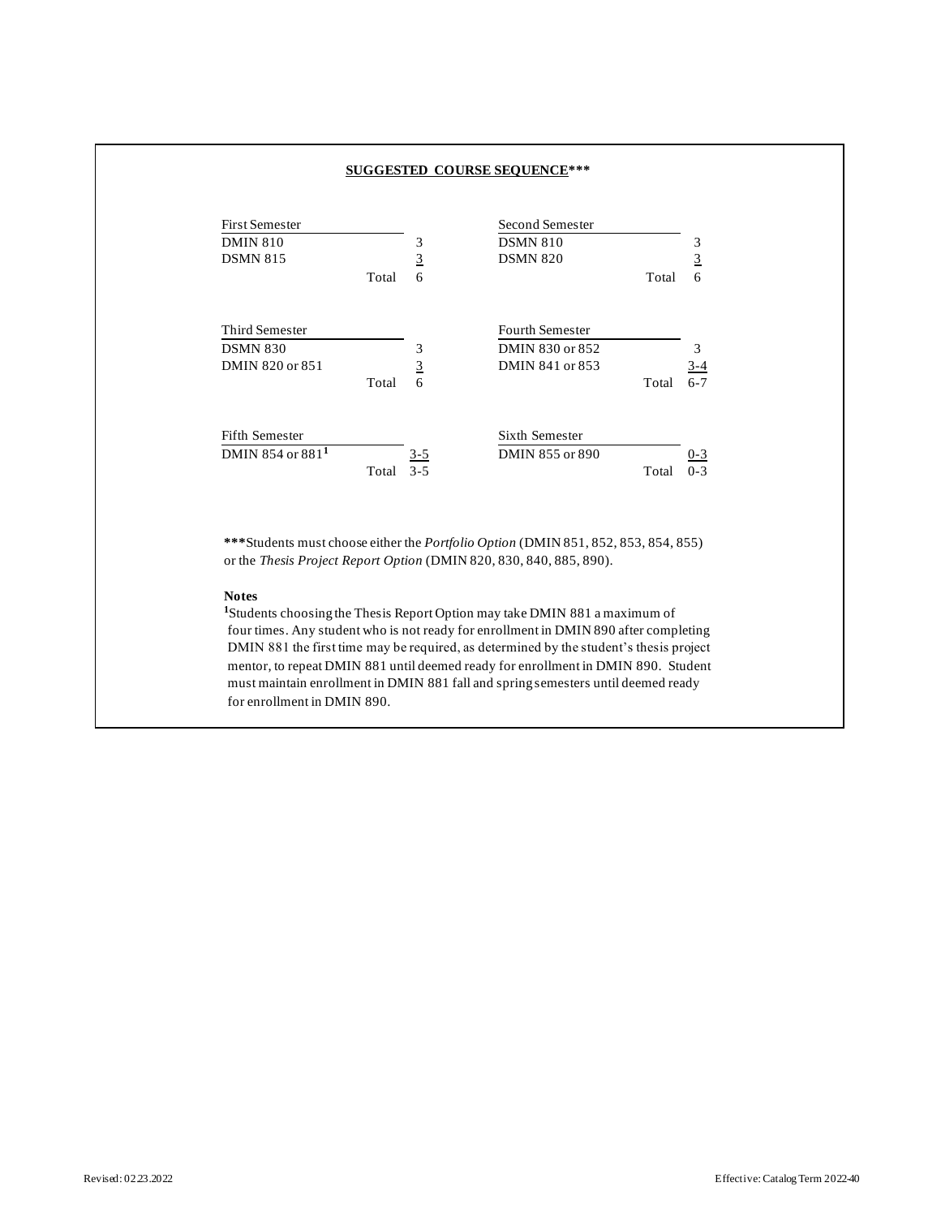## SUGGESTED COURSE SEQUENCE***

| First Semester | | Second Semester | |
|---|---|---|---|
| DMIN 810 | 3 | DSMN 810 | 3 |
| DSMN 815 | 3 | DSMN 820 | 3 |
| Total | 6 | Total | 6 |

| Third Semester | | Fourth Semester | |
|---|---|---|---|
| DSMN 830 | 3 | DMIN 830 or 852 | 3 |
| DMIN 820 or 851 | 3 | DMIN 841 or 853 | 3-4 |
| Total | 6 | Total | 6-7 |

| Fifth Semester | | Sixth Semester | |
|---|---|---|---|
| DMIN 854 or 881[1] | 3-5 | DMIN 855 or 890 | 0-3 |
| Total | 3-5 | Total | 0-3 |

***Students must choose either the *Portfolio Option* (DMIN 851, 852, 853, 854, 855) or the *Thesis Project Report Option* (DMIN 820, 830, 840, 885, 890).

**Notes**

[1]Students choosing the Thesis Report Option may take DMIN 881 a maximum of four times. Any student who is not ready for enrollment in DMIN 890 after completing DMIN 881 the first time may be required, as determined by the student's thesis project mentor, to repeat DMIN 881 until deemed ready for enrollment in DMIN 890. Student must maintain enrollment in DMIN 881 fall and spring semesters until deemed ready for enrollment in DMIN 890.